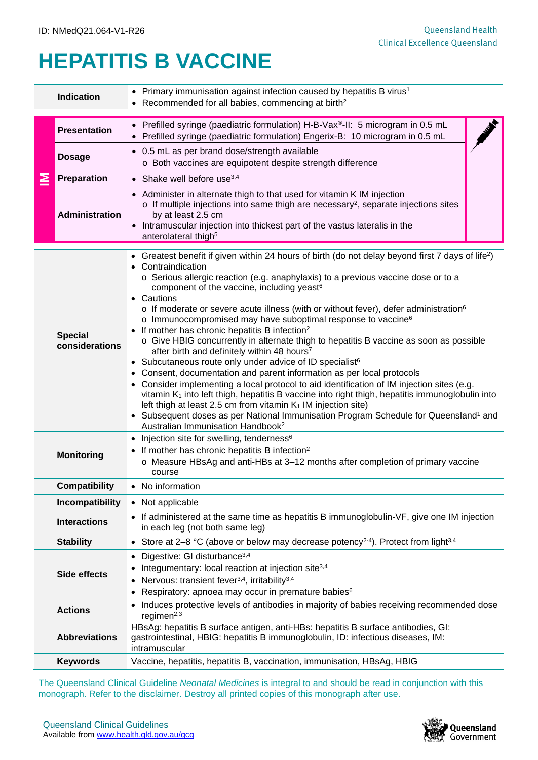ID: NMedQ21.064-V1-R26

# HEPATITIS B VACCINE

| | |
|---|---|
| **Indication** | • Primary immunisation against infection caused by hepatitis B virus[1]<br>• Recommended for all babies, commencing at birth[2] |

**IM**

| | |
|---|---|
| **Presentation** | • Prefilled syringe (paediatric formulation) H-B-Vax®-II: 5 microgram in 0.5 mL<br>• Prefilled syringe (paediatric formulation) Engerix-B: 10 microgram in 0.5 mL |
| **Dosage** | • 0.5 mL as per brand dose/strength available<br>  o Both vaccines are equipotent despite strength difference |
| **Preparation** | • Shake well before use[3,4] |
| **Administration** | • Administer in alternate thigh to that used for vitamin K IM injection<br>  o If multiple injections into same thigh are necessary[2], separate injections sites by at least 2.5 cm<br>• Intramuscular injection into thickest part of the vastus lateralis in the anterolateral thigh[5] |

| | |
|---|---|
| **Special considerations** | • Greatest benefit if given within 24 hours of birth (do not delay beyond first 7 days of life[2])<br>• Contraindication<br>  o Serious allergic reaction (e.g. anaphylaxis) to a previous vaccine dose or to a component of the vaccine, including yeast[6]<br>• Cautions<br>  o If moderate or severe acute illness (with or without fever), defer administration[6]<br>  o Immunocompromised may have suboptimal response to vaccine[6]<br>• If mother has chronic hepatitis B infection[2]<br>  o Give HBIG concurrently in alternate thigh to hepatitis B vaccine as soon as possible after birth and definitely within 48 hours[7]<br>• Subcutaneous route only under advice of ID specialist[6]<br>• Consent, documentation and parent information as per local protocols<br>• Consider implementing a local protocol to aid identification of IM injection sites (e.g. vitamin $K_1$ into left thigh, hepatitis B vaccine into right thigh, hepatitis immunoglobulin into left thigh at least 2.5 cm from vitamin $K_1$ IM injection site)<br>• Subsequent doses as per National Immunisation Program Schedule for Queensland[1] and Australian Immunisation Handbook[2] |
| **Monitoring** | • Injection site for swelling, tenderness[6]<br>• If mother has chronic hepatitis B infection[2]<br>  o Measure HBsAg and anti-HBs at 3–12 months after completion of primary vaccine course |
| **Compatibility** | • No information |
| **Incompatibility** | • Not applicable |
| **Interactions** | • If administered at the same time as hepatitis B immunoglobulin-VF, give one IM injection in each leg (not both same leg) |
| **Stability** | • Store at 2–8 °C (above or below may decrease potency[2-4]). Protect from light[3,4] |
| **Side effects** | • Digestive: GI disturbance[3,4]<br>• Integumentary: local reaction at injection site[3,4]<br>• Nervous: transient fever[3,4], irritability[3,4]<br>• Respiratory: apnoea may occur in premature babies[6] |
| **Actions** | • Induces protective levels of antibodies in majority of babies receiving recommended dose regimen[2,3] |
| **Abbreviations** | HBsAg: hepatitis B surface antigen, anti-HBs: hepatitis B surface antibodies, GI: gastrointestinal, HBIG: hepatitis B immunoglobulin, ID: infectious diseases, IM: intramuscular |
| **Keywords** | Vaccine, hepatitis, hepatitis B, vaccination, immunisation, HBsAg, HBIG |

The Queensland Clinical Guideline *Neonatal Medicines* is integral to and should be read in conjunction with this monograph. Refer to the disclaimer. Destroy all printed copies of this monograph after use.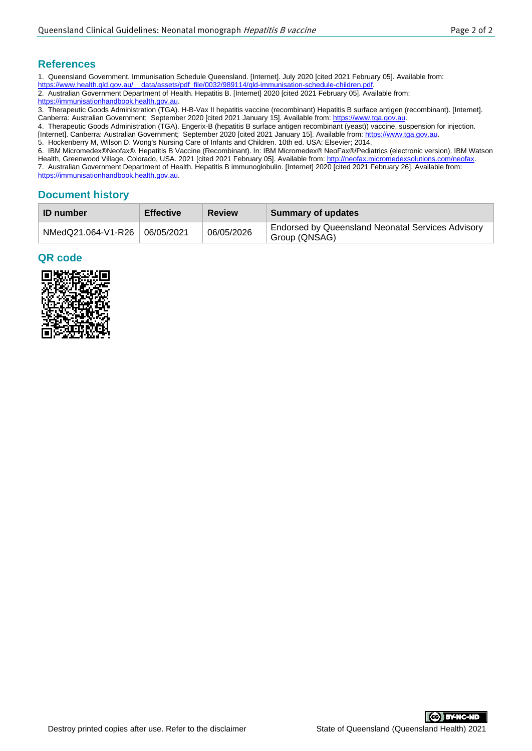## References

1. Queensland Government. Immunisation Schedule Queensland. [Internet]. July 2020 [cited 2021 February 05]. Available from: https://www.health.qld.gov.au/__data/assets/pdf_file/0032/989114/qld-immunisation-schedule-children.pdf.
2. Australian Government Department of Health. Hepatitis B. [Internet] 2020 [cited 2021 February 05]. Available from: https://immunisationhandbook.health.gov.au.
3. Therapeutic Goods Administration (TGA). H-B-Vax II hepatitis vaccine (recombinant) Hepatitis B surface antigen (recombinant). [Internet]. Canberra: Australian Government; September 2020 [cited 2021 January 15]. Available from: https://www.tga.gov.au.
4. Therapeutic Goods Administration (TGA). Engerix-B (hepatitis B surface antigen recombinant (yeast)) vaccine, suspension for injection. [Internet]. Canberra: Australian Government; September 2020 [cited 2021 January 15]. Available from: https://www.tga.gov.au.
5. Hockenberry M, Wilson D. Wong's Nursing Care of Infants and Children. 10th ed. USA: Elsevier; 2014.
6. IBM Micromedex®Neofax®. Hepatitis B Vaccine (Recombinant). In: IBM Micromedex® NeoFax®/Pediatrics (electronic version). IBM Watson Health, Greenwood Village, Colorado, USA. 2021 [cited 2021 February 05]. Available from: http://neofax.micromedexsolutions.com/neofax.
7. Australian Government Department of Health. Hepatitis B immunoglobulin. [Internet] 2020 [cited 2021 February 26]. Available from: https://immunisationhandbook.health.gov.au.

## Document history

| ID number | Effective | Review | Summary of updates |
|---|---|---|---|
| NMedQ21.064-V1-R26 | 06/05/2021 | 06/05/2026 | Endorsed by Queensland Neonatal Services Advisory Group (QNSAG) |

## QR code

Destroy printed copies after use. Refer to the disclaimer

State of Queensland (Queensland Health) 2021